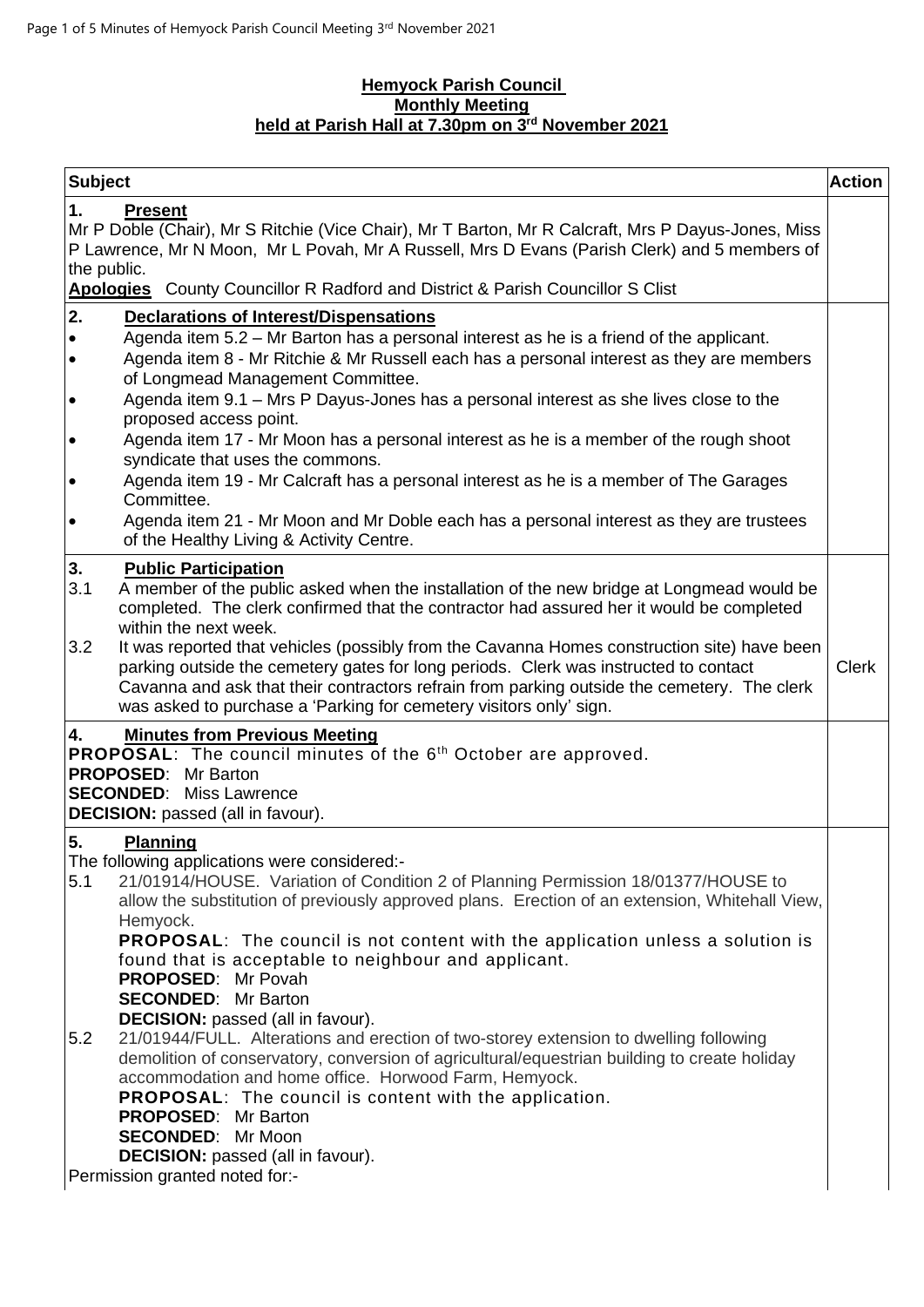**Hemyock Parish Council**
**Monthly Meeting**
**held at Parish Hall at 7.30pm on 3rd November 2021**

| Subject | Action |
|---|---|
| **1. Present**<br>Mr P Doble (Chair), Mr S Ritchie (Vice Chair), Mr T Barton, Mr R Calcraft, Mrs P Dayus-Jones, Miss P Lawrence, Mr N Moon, Mr L Povah, Mr A Russell, Mrs D Evans (Parish Clerk) and 5 members of the public.<br>**Apologies** County Councillor R Radford and District & Parish Councillor S Clist | |
| **2. Declarations of Interest/Dispensations**<br>• Agenda item 5.2 – Mr Barton has a personal interest as he is a friend of the applicant.<br>• Agenda item 8 - Mr Ritchie & Mr Russell each has a personal interest as they are members of Longmead Management Committee.<br>• Agenda item 9.1 – Mrs P Dayus-Jones has a personal interest as she lives close to the proposed access point.<br>• Agenda item 17 - Mr Moon has a personal interest as he is a member of the rough shoot syndicate that uses the commons.<br>• Agenda item 19 - Mr Calcraft has a personal interest as he is a member of The Garages Committee.<br>• Agenda item 21 - Mr Moon and Mr Doble each has a personal interest as they are trustees of the Healthy Living & Activity Centre. | |
| **3. Public Participation**<br>3.1 A member of the public asked when the installation of the new bridge at Longmead would be completed. The clerk confirmed that the contractor had assured her it would be completed within the next week.<br>3.2 It was reported that vehicles (possibly from the Cavanna Homes construction site) have been parking outside the cemetery gates for long periods. Clerk was instructed to contact Cavanna and ask that their contractors refrain from parking outside the cemetery. The clerk was asked to purchase a 'Parking for cemetery visitors only' sign. | Clerk |
| **4. Minutes from Previous Meeting**<br>**PROPOSAL**: The council minutes of the 6th October are approved.<br>**PROPOSED**: Mr Barton<br>**SECONDED**: Miss Lawrence<br>**DECISION:** passed (all in favour). | |
| **5. Planning**<br>The following applications were considered:-<br>5.1 21/01914/HOUSE. Variation of Condition 2 of Planning Permission 18/01377/HOUSE to allow the substitution of previously approved plans. Erection of an extension, Whitehall View, Hemyock.<br>**PROPOSAL**: The council is not content with the application unless a solution is found that is acceptable to neighbour and applicant.<br>**PROPOSED**: Mr Povah<br>**SECONDED**: Mr Barton<br>**DECISION:** passed (all in favour).<br>5.2 21/01944/FULL. Alterations and erection of two-storey extension to dwelling following demolition of conservatory, conversion of agricultural/equestrian building to create holiday accommodation and home office. Horwood Farm, Hemyock.<br>**PROPOSAL**: The council is content with the application.<br>**PROPOSED**: Mr Barton<br>**SECONDED**: Mr Moon<br>**DECISION:** passed (all in favour).<br>Permission granted noted for:- | |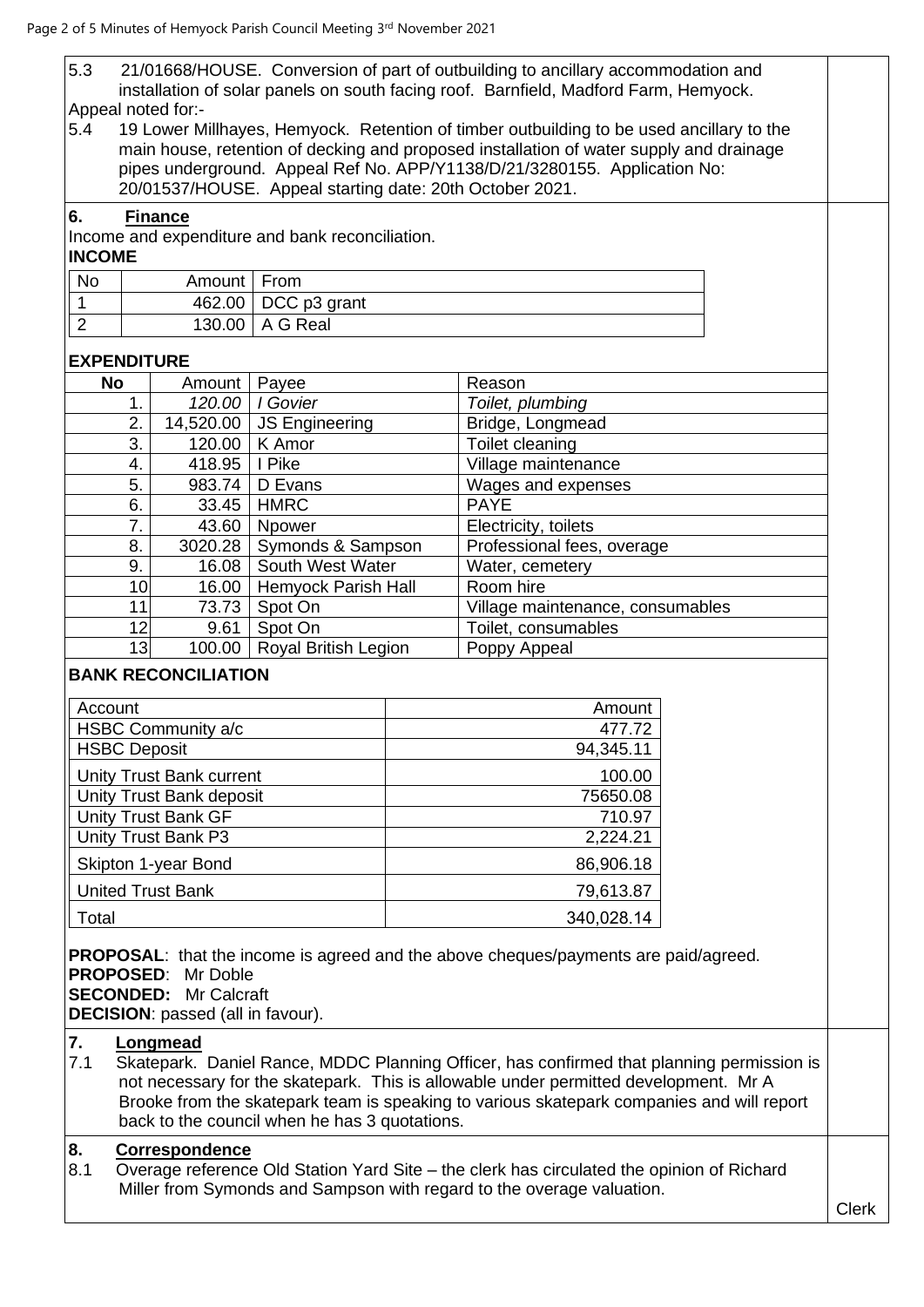5.3 21/01668/HOUSE. Conversion of part of outbuilding to ancillary accommodation and installation of solar panels on south facing roof. Barnfield, Madford Farm, Hemyock.

Appeal noted for:-

5.4 19 Lower Millhayes, Hemyock. Retention of timber outbuilding to be used ancillary to the main house, retention of decking and proposed installation of water supply and drainage pipes underground. Appeal Ref No. APP/Y1138/D/21/3280155. Application No: 20/01537/HOUSE. Appeal starting date: 20th October 2021.

## 6. Finance

Income and expenditure and bank reconciliation.

**INCOME**

| No | Amount | From |
|---|---|---|
| 1 | 462.00 | DCC p3 grant |
| 2 | 130.00 | A G Real |

**EXPENDITURE**

| No | Amount | Payee | Reason |
|---|---|---|---|
| 1. | *120.00* | *I Govier* | *Toilet, plumbing* |
| 2. | 14,520.00 | JS Engineering | Bridge, Longmead |
| 3. | 120.00 | K Amor | Toilet cleaning |
| 4. | 418.95 | I Pike | Village maintenance |
| 5. | 983.74 | D Evans | Wages and expenses |
| 6. | 33.45 | HMRC | PAYE |
| 7. | 43.60 | Npower | Electricity, toilets |
| 8. | 3020.28 | Symonds & Sampson | Professional fees, overage |
| 9. | 16.08 | South West Water | Water, cemetery |
| 10 | 16.00 | Hemyock Parish Hall | Room hire |
| 11 | 73.73 | Spot On | Village maintenance, consumables |
| 12 | 9.61 | Spot On | Toilet, consumables |
| 13 | 100.00 | Royal British Legion | Poppy Appeal |

**BANK RECONCILIATION**

| Account | Amount |
|---|---|
| HSBC Community a/c | 477.72 |
| HSBC Deposit | 94,345.11 |
| Unity Trust Bank current | 100.00 |
| Unity Trust Bank deposit | 75650.08 |
| Unity Trust Bank GF | 710.97 |
| Unity Trust Bank P3 | 2,224.21 |
| Skipton 1-year Bond | 86,906.18 |
| United Trust Bank | 79,613.87 |
| Total | 340,028.14 |

**PROPOSAL**: that the income is agreed and the above cheques/payments are paid/agreed.
**PROPOSED**: Mr Doble
**SECONDED:** Mr Calcraft
**DECISION**: passed (all in favour).

## 7. Longmead

7.1 Skatepark. Daniel Rance, MDDC Planning Officer, has confirmed that planning permission is not necessary for the skatepark. This is allowable under permitted development. Mr A Brooke from the skatepark team is speaking to various skatepark companies and will report back to the council when he has 3 quotations.

## 8. Correspondence

8.1 Overage reference Old Station Yard Site – the clerk has circulated the opinion of Richard Miller from Symonds and Sampson with regard to the overage valuation. — Clerk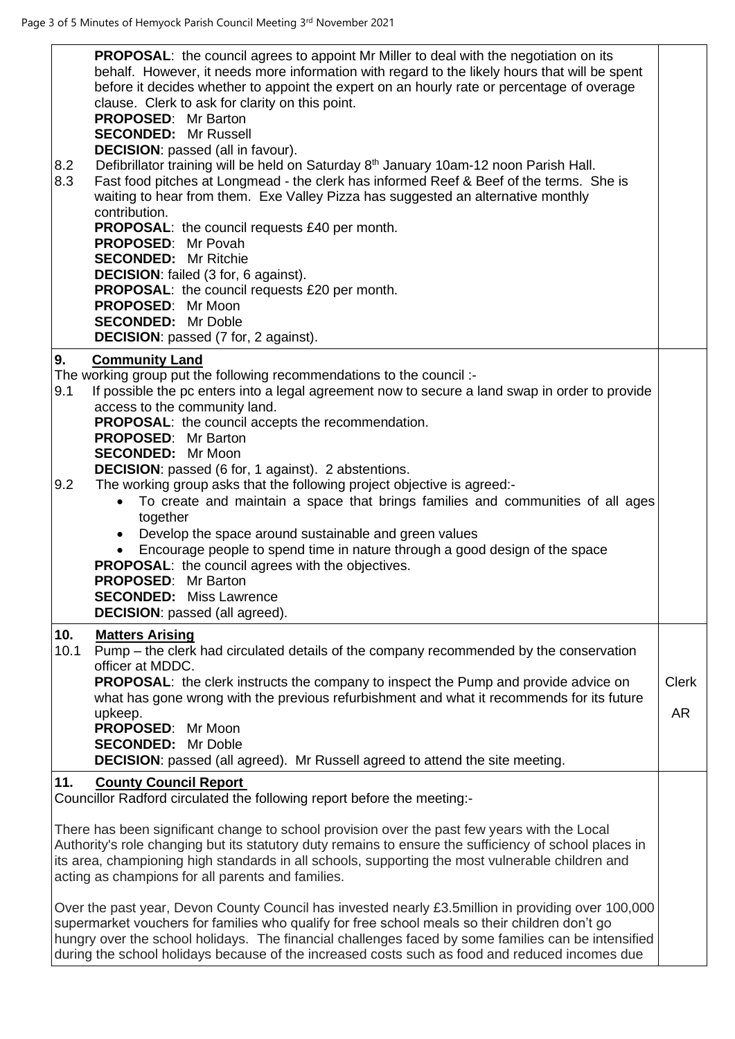**PROPOSAL**: the council agrees to appoint Mr Miller to deal with the negotiation on its behalf. However, it needs more information with regard to the likely hours that will be spent before it decides whether to appoint the expert on an hourly rate or percentage of overage clause. Clerk to ask for clarity on this point.
**PROPOSED**: Mr Barton
**SECONDED**: Mr Russell
**DECISION**: passed (all in favour).

8.2 Defibrillator training will be held on Saturday 8th January 10am-12 noon Parish Hall.

8.3 Fast food pitches at Longmead - the clerk has informed Reef & Beef of the terms. She is waiting to hear from them. Exe Valley Pizza has suggested an alternative monthly contribution.
**PROPOSAL**: the council requests £40 per month.
**PROPOSED**: Mr Povah
**SECONDED**: Mr Ritchie
**DECISION**: failed (3 for, 6 against).
**PROPOSAL**: the council requests £20 per month.
**PROPOSED**: Mr Moon
**SECONDED**: Mr Doble
**DECISION**: passed (7 for, 2 against).

## 9. Community Land

The working group put the following recommendations to the council :-

9.1 If possible the pc enters into a legal agreement now to secure a land swap in order to provide access to the community land.
**PROPOSAL**: the council accepts the recommendation.
**PROPOSED**: Mr Barton
**SECONDED**: Mr Moon
**DECISION**: passed (6 for, 1 against). 2 abstentions.

9.2 The working group asks that the following project objective is agreed:-

- To create and maintain a space that brings families and communities of all ages together
- Develop the space around sustainable and green values
- Encourage people to spend time in nature through a good design of the space

**PROPOSAL**: the council agrees with the objectives.
**PROPOSED**: Mr Barton
**SECONDED**: Miss Lawrence
**DECISION**: passed (all agreed).

## 10. Matters Arising

10.1 Pump – the clerk had circulated details of the company recommended by the conservation officer at MDDC.
**PROPOSAL**: the clerk instructs the company to inspect the Pump and provide advice on what has gone wrong with the previous refurbishment and what it recommends for its future upkeep. — Clerk, AR
**PROPOSED**: Mr Moon
**SECONDED**: Mr Doble
**DECISION**: passed (all agreed). Mr Russell agreed to attend the site meeting.

## 11. County Council Report

Councillor Radford circulated the following report before the meeting:-

There has been significant change to school provision over the past few years with the Local Authority's role changing but its statutory duty remains to ensure the sufficiency of school places in its area, championing high standards in all schools, supporting the most vulnerable children and acting as champions for all parents and families.

Over the past year, Devon County Council has invested nearly £3.5million in providing over 100,000 supermarket vouchers for families who qualify for free school meals so their children don't go hungry over the school holidays. The financial challenges faced by some families can be intensified during the school holidays because of the increased costs such as food and reduced incomes due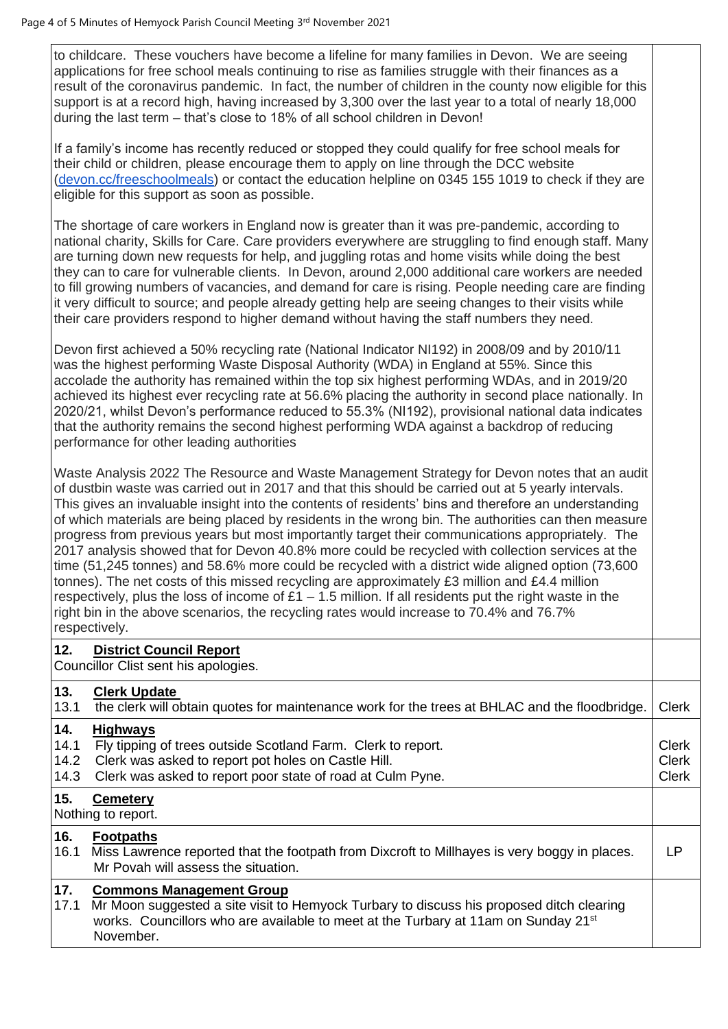to childcare. These vouchers have become a lifeline for many families in Devon. We are seeing applications for free school meals continuing to rise as families struggle with their finances as a result of the coronavirus pandemic. In fact, the number of children in the county now eligible for this support is at a record high, having increased by 3,300 over the last year to a total of nearly 18,000 during the last term – that's close to 18% of all school children in Devon!

If a family's income has recently reduced or stopped they could qualify for free school meals for their child or children, please encourage them to apply on line through the DCC website (devon.cc/freeschoolmeals) or contact the education helpline on 0345 155 1019 to check if they are eligible for this support as soon as possible.

The shortage of care workers in England now is greater than it was pre-pandemic, according to national charity, Skills for Care. Care providers everywhere are struggling to find enough staff. Many are turning down new requests for help, and juggling rotas and home visits while doing the best they can to care for vulnerable clients. In Devon, around 2,000 additional care workers are needed to fill growing numbers of vacancies, and demand for care is rising. People needing care are finding it very difficult to source; and people already getting help are seeing changes to their visits while their care providers respond to higher demand without having the staff numbers they need.

Devon first achieved a 50% recycling rate (National Indicator NI192) in 2008/09 and by 2010/11 was the highest performing Waste Disposal Authority (WDA) in England at 55%. Since this accolade the authority has remained within the top six highest performing WDAs, and in 2019/20 achieved its highest ever recycling rate at 56.6% placing the authority in second place nationally. In 2020/21, whilst Devon's performance reduced to 55.3% (NI192), provisional national data indicates that the authority remains the second highest performing WDA against a backdrop of reducing performance for other leading authorities

Waste Analysis 2022 The Resource and Waste Management Strategy for Devon notes that an audit of dustbin waste was carried out in 2017 and that this should be carried out at 5 yearly intervals. This gives an invaluable insight into the contents of residents' bins and therefore an understanding of which materials are being placed by residents in the wrong bin. The authorities can then measure progress from previous years but most importantly target their communications appropriately. The 2017 analysis showed that for Devon 40.8% more could be recycled with collection services at the time (51,245 tonnes) and 58.6% more could be recycled with a district wide aligned option (73,600 tonnes). The net costs of this missed recycling are approximately £3 million and £4.4 million respectively, plus the loss of income of £1 – 1.5 million. If all residents put the right waste in the right bin in the above scenarios, the recycling rates would increase to 70.4% and 76.7% respectively.

| | | |
|---|---|---|
| **12.** | **District Council Report** | |
| | Councillor Clist sent his apologies. | |
| **13.** | **Clerk Update** | |
| 13.1 | the clerk will obtain quotes for maintenance work for the trees at BHLAC and the floodbridge. | Clerk |
| **14.** | **Highways** | |
| 14.1 | Fly tipping of trees outside Scotland Farm. Clerk to report. | Clerk |
| 14.2 | Clerk was asked to report pot holes on Castle Hill. | Clerk |
| 14.3 | Clerk was asked to report poor state of road at Culm Pyne. | Clerk |
| **15.** | **Cemetery** | |
| | Nothing to report. | |
| **16.** | **Footpaths** | |
| 16.1 | Miss Lawrence reported that the footpath from Dixcroft to Millhayes is very boggy in places. Mr Povah will assess the situation. | LP |
| **17.** | **Commons Management Group** | |
| 17.1 | Mr Moon suggested a site visit to Hemyock Turbary to discuss his proposed ditch clearing works. Councillors who are available to meet at the Turbary at 11am on Sunday 21st November. | |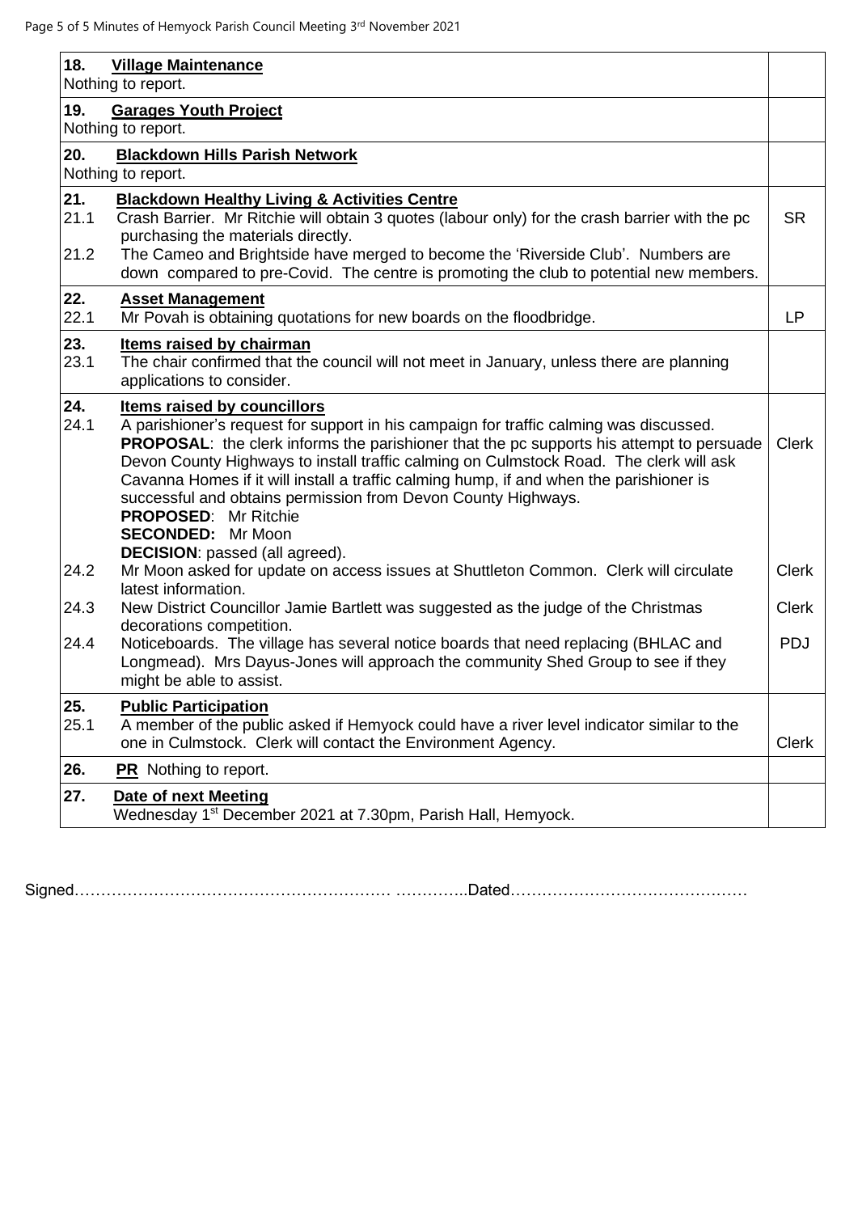| | |
|---|---|
| **18. <u>Village Maintenance</u>**<br>Nothing to report. | |
| **19. <u>Garages Youth Project</u>**<br>Nothing to report. | |
| **20. <u>Blackdown Hills Parish Network</u>**<br>Nothing to report. | |
| **21. <u>Blackdown Healthy Living & Activities Centre</u>**<br>21.1 Crash Barrier. Mr Ritchie will obtain 3 quotes (labour only) for the crash barrier with the pc purchasing the materials directly.<br>21.2 The Cameo and Brightside have merged to become the 'Riverside Club'. Numbers are down compared to pre-Covid. The centre is promoting the club to potential new members. | SR |
| **22. <u>Asset Management</u>**<br>22.1 Mr Povah is obtaining quotations for new boards on the floodbridge. | LP |
| **23. <u>Items raised by chairman</u>**<br>23.1 The chair confirmed that the council will not meet in January, unless there are planning applications to consider. | |
| **24. <u>Items raised by councillors</u>**<br>24.1 A parishioner's request for support in his campaign for traffic calming was discussed. **PROPOSAL**: the clerk informs the parishioner that the pc supports his attempt to persuade Devon County Highways to install traffic calming on Culmstock Road. The clerk will ask Cavanna Homes if it will install a traffic calming hump, if and when the parishioner is successful and obtains permission from Devon County Highways.<br>**PROPOSED**: Mr Ritchie<br>**SECONDED:** Mr Moon<br>**DECISION**: passed (all agreed). | Clerk |
| 24.2 Mr Moon asked for update on access issues at Shuttleton Common. Clerk will circulate latest information. | Clerk |
| 24.3 New District Councillor Jamie Bartlett was suggested as the judge of the Christmas decorations competition. | Clerk |
| 24.4 Noticeboards. The village has several notice boards that need replacing (BHLAC and Longmead). Mrs Dayus-Jones will approach the community Shed Group to see if they might be able to assist. | PDJ |
| **25. <u>Public Participation</u>**<br>25.1 A member of the public asked if Hemyock could have a river level indicator similar to the one in Culmstock. Clerk will contact the Environment Agency. | Clerk |
| **26. <u>PR</u>** Nothing to report. | |
| **27. <u>Date of next Meeting</u>**<br>Wednesday 1st December 2021 at 7.30pm, Parish Hall, Hemyock. | |

Signed………………………………………………… …………..Dated………………………………………